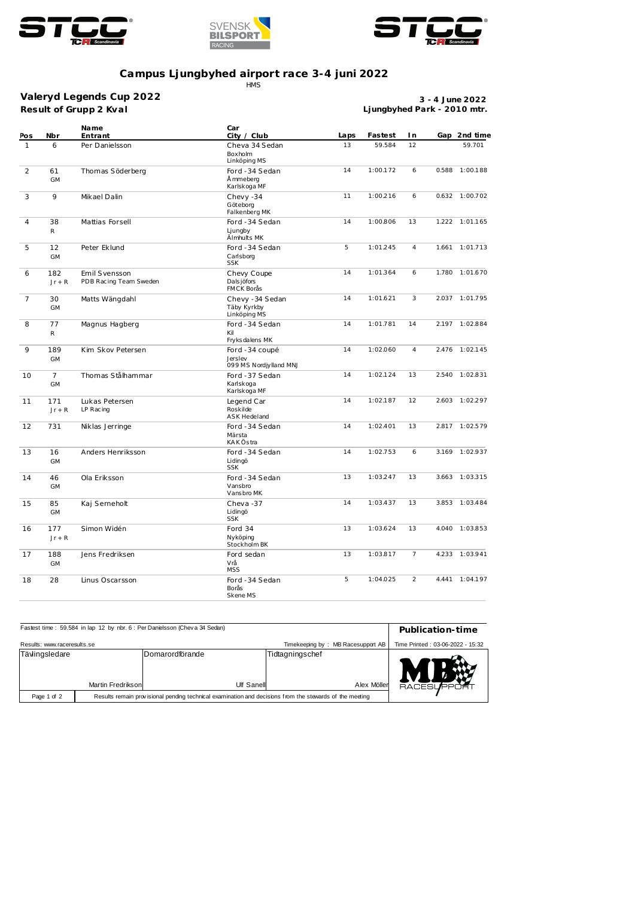# Campus Ljungbyhed airport race 3-4 juni 2022

HMS

## Valeryd Legends Cup 2022

**Result of Grupp 2 Kval**

**3 - 4 June 2022**
**Ljungbyhed Park - 2010 mtr.**

| Pos | Nbr | Name / Entrant | Car / City / Club | Laps | Fastest | In | Gap | 2nd time |
|---|---|---|---|---|---|---|---|---|
| 1 | 6 | Per Danielsson | Cheva 34 Sedan / Boxholm / Linköping MS | 13 | 59.584 | 12 | | 59.701 |
| 2 | 61 GM | Thomas Söderberg | Ford -34 Sedan / Åmmeberg / Karlskoga MF | 14 | 1:00.172 | 6 | 0.588 | 1:00.188 |
| 3 | 9 | Mikael Dalin | Chevy -34 / Göteborg / Falkenberg MK | 11 | 1:00.216 | 6 | 0.632 | 1:00.702 |
| 4 | 38 R | Mattias Forsell | Ford -34 Sedan / Ljungby / Älmhults MK | 14 | 1:00.806 | 13 | 1.222 | 1:01.165 |
| 5 | 12 GM | Peter Eklund | Ford -34 Sedan / Carlsborg / SSK | 5 | 1:01.245 | 4 | 1.661 | 1:01.713 |
| 6 | 182 Jr + R | Emil Svensson / PDB Racing Team Sweden | Chevy Coupe / Dalsjöfors / FMCK Borås | 14 | 1:01.364 | 6 | 1.780 | 1:01.670 |
| 7 | 30 GM | Matts Wängdahl | Chevy -34 Sedan / Täby Kyrkby / Linköping MS | 14 | 1:01.621 | 3 | 2.037 | 1:01.795 |
| 8 | 77 R | Magnus Hagberg | Ford -34 Sedan / Kil / Fryksdalens MK | 14 | 1:01.781 | 14 | 2.197 | 1:02.884 |
| 9 | 189 GM | Kim Skov Petersen | Ford -34 coupé / Jerslev / 099 MS Nordjylland MNJ | 14 | 1:02.060 | 4 | 2.476 | 1:02.145 |
| 10 | 7 GM | Thomas Stålhammar | Ford -37 Sedan / Karlskoga / Karlskoga MF | 14 | 1:02.124 | 13 | 2.540 | 1:02.831 |
| 11 | 171 Jr + R | Lukas Petersen / LP Racing | Legend Car / Roskilde / ASK Hedeland | 14 | 1:02.187 | 12 | 2.603 | 1:02.297 |
| 12 | 731 | Niklas Jerringe | Ford -34 Sedan / Märsta / KAK Östra | 14 | 1:02.401 | 13 | 2.817 | 1:02.579 |
| 13 | 16 GM | Anders Henriksson | Ford -34 Sedan / Lidingö / SSK | 14 | 1:02.753 | 6 | 3.169 | 1:02.937 |
| 14 | 46 GM | Ola Eriksson | Ford -34 Sedan / Vansbro / Vansbro MK | 13 | 1:03.247 | 13 | 3.663 | 1:03.315 |
| 15 | 85 GM | Kaj Serneholt | Cheva -37 / Lidingö / SSK | 14 | 1:03.437 | 13 | 3.853 | 1:03.484 |
| 16 | 177 Jr + R | Simon Widén | Ford 34 / Nyköping / Stockholm BK | 13 | 1:03.624 | 13 | 4.040 | 1:03.853 |
| 17 | 188 GM | Jens Fredriksen | Ford sedan / Vrå / MSS | 13 | 1:03.817 | 7 | 4.233 | 1:03.941 |
| 18 | 28 | Linus Oscarsson | Ford -34 Sedan / Borås / Skene MS | 5 | 1:04.025 | 2 | 4.441 | 1:04.197 |

Fastest time : 59.584 in lap 12 by nbr. 6 : Per Danielsson (Cheva 34 Sedan)

**Publication-time**

Results: www.raceresults.se

Timekeeping by : MB Racesupport AB

Time Printed : 03-06-2022 - 15:32

| Tävlingsledare | Domarordförande | Tidtagningschef |
|---|---|---|
| Martin Fredrikson | Ulf Sanell | Alex Möller |

Results remain provisional pending technical examination and decisions from the stewards of the meeting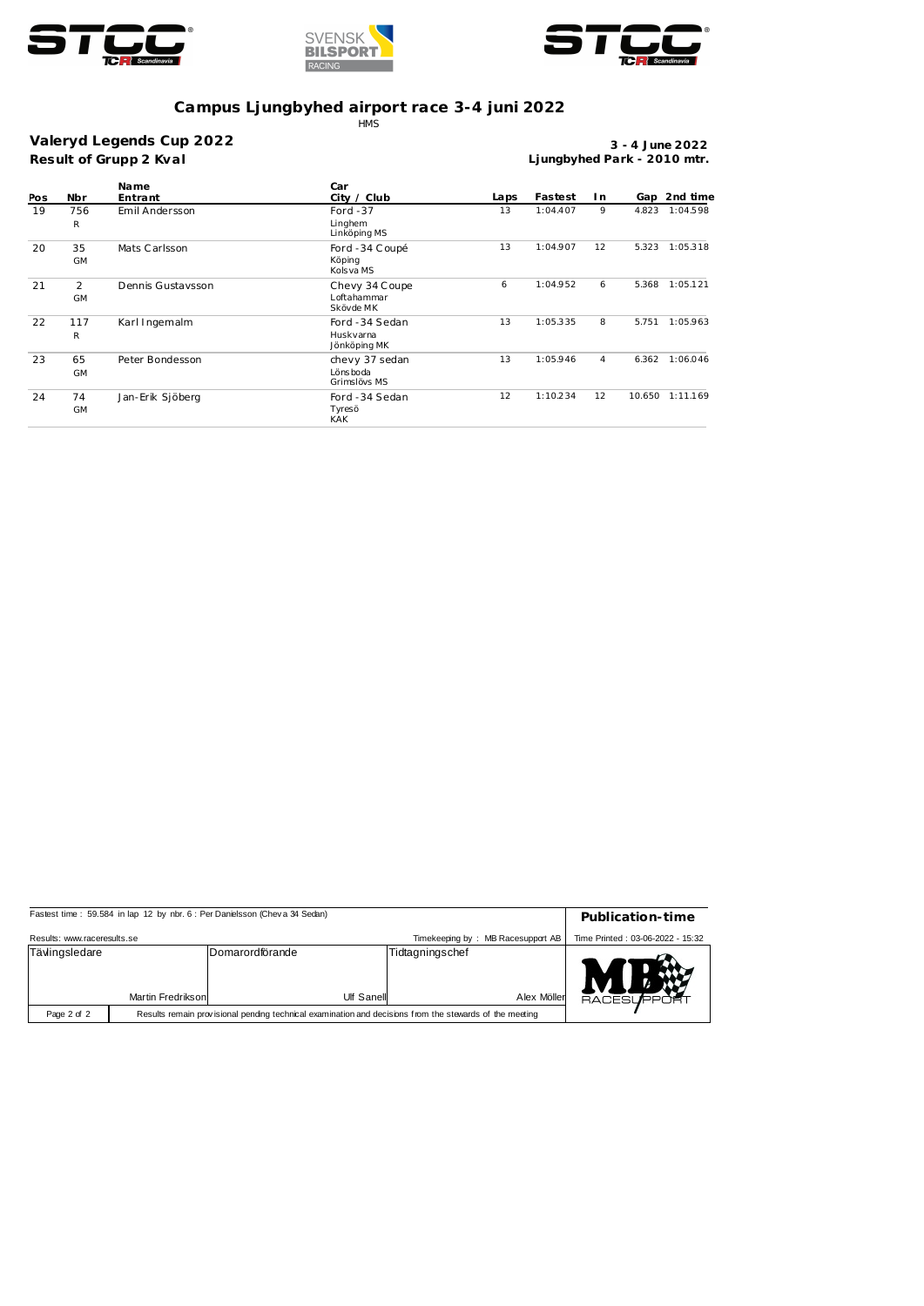## Campus Ljungbyhed airport race 3-4 juni 2022

HMS

**Valeryd Legends Cup 2022**

**Result of Grupp 2 Kval**

**3 - 4 June 2022**

**Ljungbyhed Park - 2010 mtr.**

| Pos | Nbr | Name<br>Entrant | Car<br>City / Club | Laps | Fastest | In | Gap | 2nd time |
|---|---|---|---|---|---|---|---|---|
| 19 | 756<br>R | Emil Andersson | Ford -37<br>Linghem<br>Linköping MS | 13 | 1:04.407 | 9 | 4.823 | 1:04.598 |
| 20 | 35<br>GM | Mats Carlsson | Ford -34 Coupé<br>Köping<br>Kolsva MS | 13 | 1:04.907 | 12 | 5.323 | 1:05.318 |
| 21 | 2<br>GM | Dennis Gustavsson | Chevy 34 Coupe<br>Loftahammar<br>Skövde MK | 6 | 1:04.952 | 6 | 5.368 | 1:05.121 |
| 22 | 117<br>R | Karl Ingemalm | Ford -34 Sedan<br>Huskvarna<br>Jönköping MK | 13 | 1:05.335 | 8 | 5.751 | 1:05.963 |
| 23 | 65<br>GM | Peter Bondesson | chevy 37 sedan<br>Lönsboda<br>Grimslövs MS | 13 | 1:05.946 | 4 | 6.362 | 1:06.046 |
| 24 | 74<br>GM | Jan-Erik Sjöberg | Ford -34 Sedan<br>Tyresö<br>KAK | 12 | 1:10.234 | 12 | 10.650 | 1:11.169 |

Fastest time : 59.584 in lap 12 by nbr. 6 : Per Danielsson (Cheva 34 Sedan)

**Publication-time**

Results: www.raceresults.se

Timekeeping by : MB Racesupport AB

Time Printed : 03-06-2022 - 15:32

| Tävlingsledare | Domarordförande | Tidtagningschef |
|---|---|---|
| Martin Fredrikson | Ulf Sanell | Alex Möller |

Results remain provisional pending technical examination and decisions from the stewards of the meeting